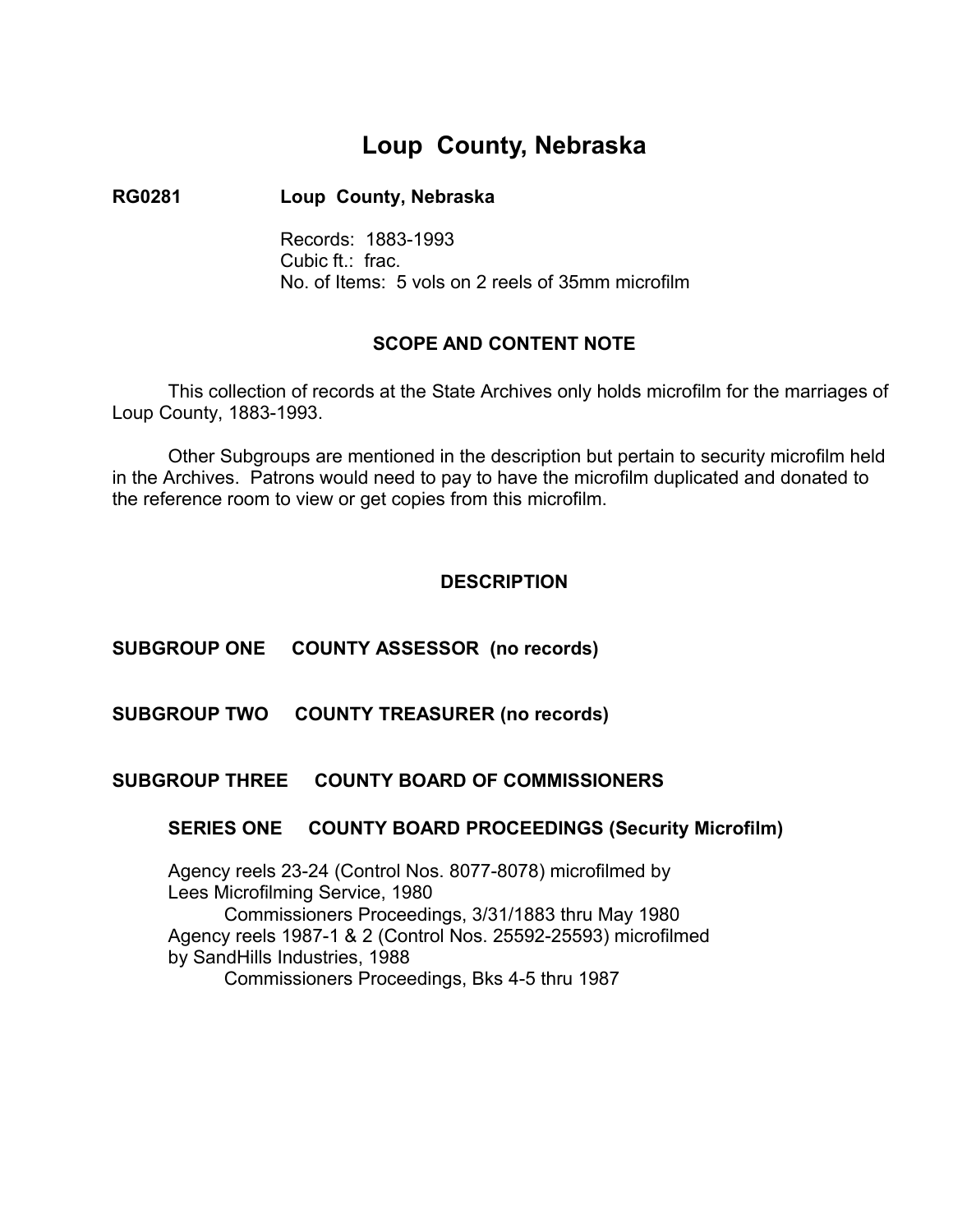# Loup County, Nebraska

**RG0281 Loup County, Nebraska**

Records: 1883-1993
Cubic ft.: frac.
No. of Items: 5 vols on 2 reels of 35mm microfilm

## SCOPE AND CONTENT NOTE

This collection of records at the State Archives only holds microfilm for the marriages of Loup County, 1883-1993.

Other Subgroups are mentioned in the description but pertain to security microfilm held in the Archives. Patrons would need to pay to have the microfilm duplicated and donated to the reference room to view or get copies from this microfilm.

## DESCRIPTION

### SUBGROUP ONE COUNTY ASSESSOR (no records)

### SUBGROUP TWO COUNTY TREASURER (no records)

### SUBGROUP THREE COUNTY BOARD OF COMMISSIONERS

#### SERIES ONE COUNTY BOARD PROCEEDINGS (Security Microfilm)

Agency reels 23-24 (Control Nos. 8077-8078) microfilmed by Lees Microfilming Service, 1980
 Commissioners Proceedings, 3/31/1883 thru May 1980
Agency reels 1987-1 & 2 (Control Nos. 25592-25593) microfilmed by SandHills Industries, 1988
 Commissioners Proceedings, Bks 4-5 thru 1987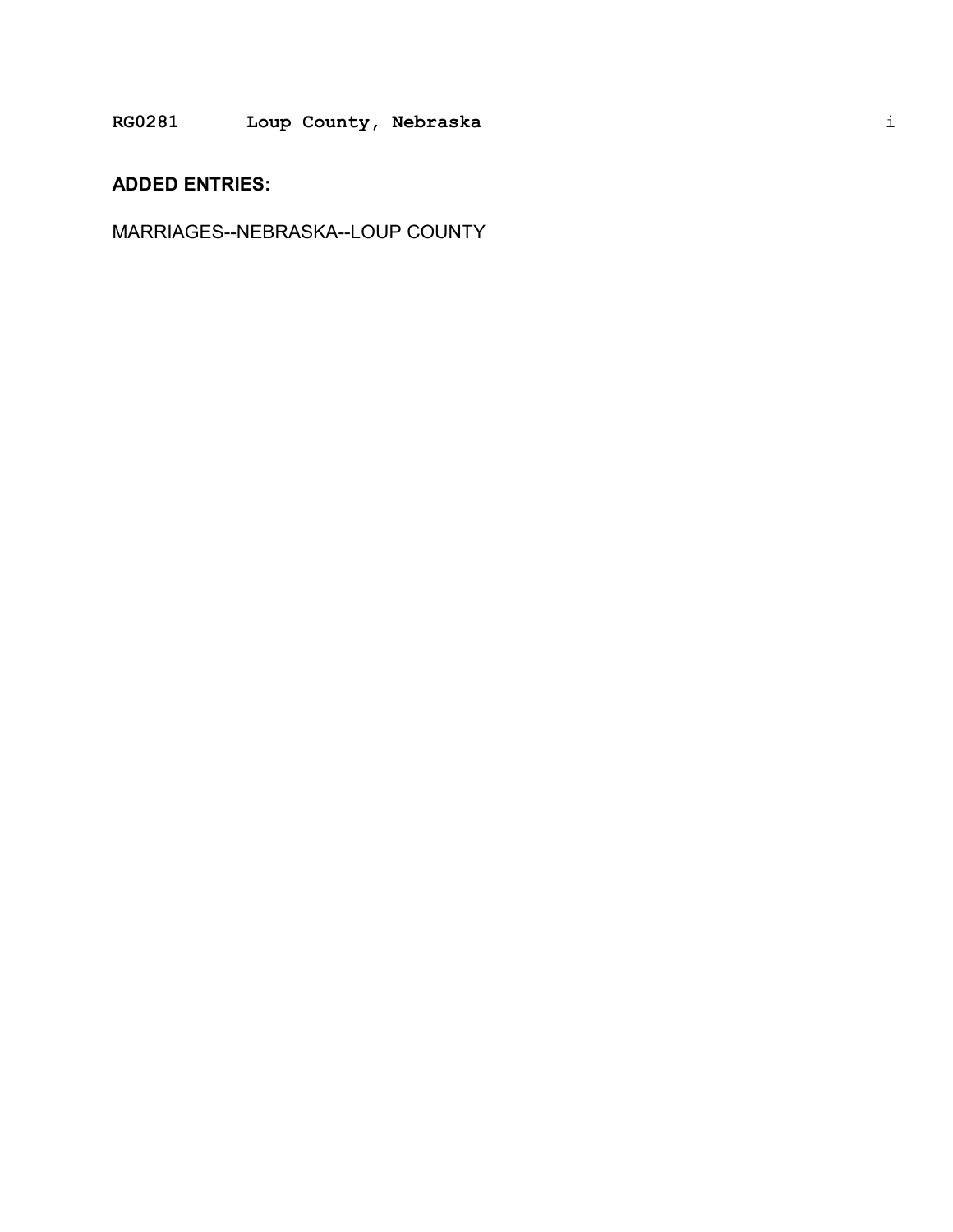**ADDED ENTRIES:**

MARRIAGES--NEBRASKA--LOUP COUNTY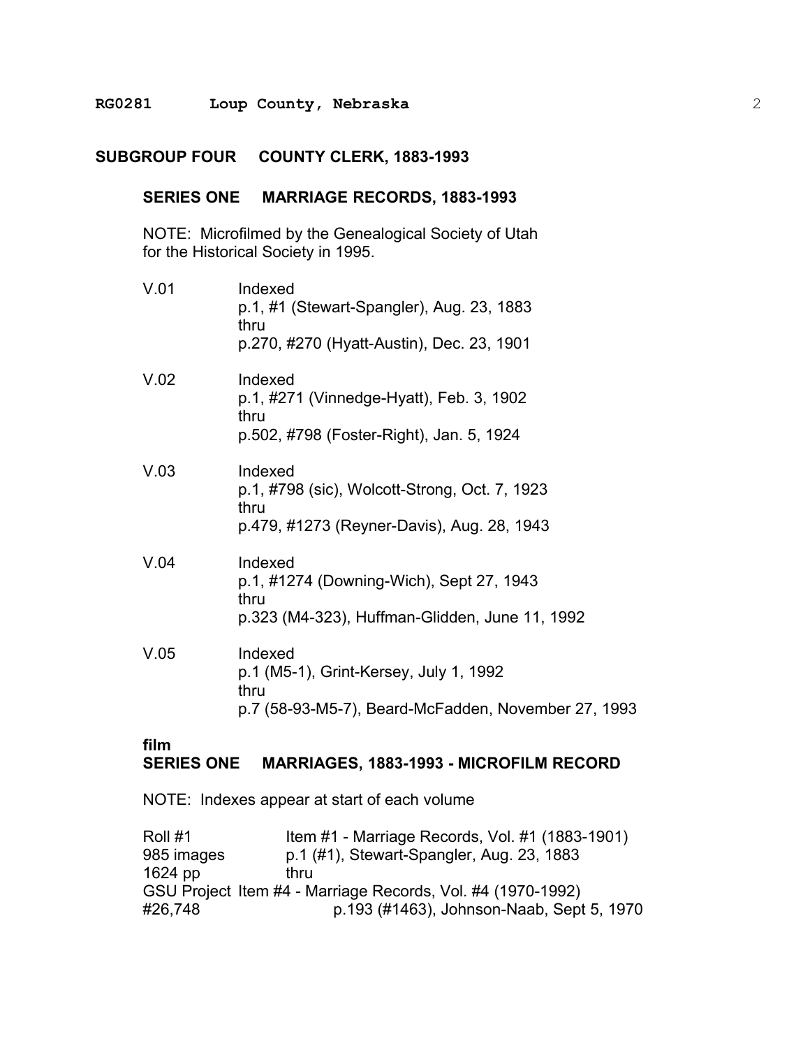## SUBGROUP FOUR COUNTY CLERK, 1883-1993

### SERIES ONE MARRIAGE RECORDS, 1883-1993

NOTE: Microfilmed by the Genealogical Society of Utah for the Historical Society in 1995.

V.01 Indexed
p.1, #1 (Stewart-Spangler), Aug. 23, 1883
thru
p.270, #270 (Hyatt-Austin), Dec. 23, 1901

V.02 Indexed
p.1, #271 (Vinnedge-Hyatt), Feb. 3, 1902
thru
p.502, #798 (Foster-Right), Jan. 5, 1924

V.03 Indexed
p.1, #798 (sic), Wolcott-Strong, Oct. 7, 1923
thru
p.479, #1273 (Reyner-Davis), Aug. 28, 1943

V.04 Indexed
p.1, #1274 (Downing-Wich), Sept 27, 1943
thru
p.323 (M4-323), Huffman-Glidden, June 11, 1992

V.05 Indexed
p.1 (M5-1), Grint-Kersey, July 1, 1992
thru
p.7 (58-93-M5-7), Beard-McFadden, November 27, 1993

**film**
### SERIES ONE MARRIAGES, 1883-1993 - MICROFILM RECORD

NOTE: Indexes appear at start of each volume

Roll #1 — Item #1 - Marriage Records, Vol. #1 (1883-1901)
985 images — p.1 (#1), Stewart-Spangler, Aug. 23, 1883
1624 pp — thru
GSU Project — Item #4 - Marriage Records, Vol. #4 (1970-1992)
#26,748 — p.193 (#1463), Johnson-Naab, Sept 5, 1970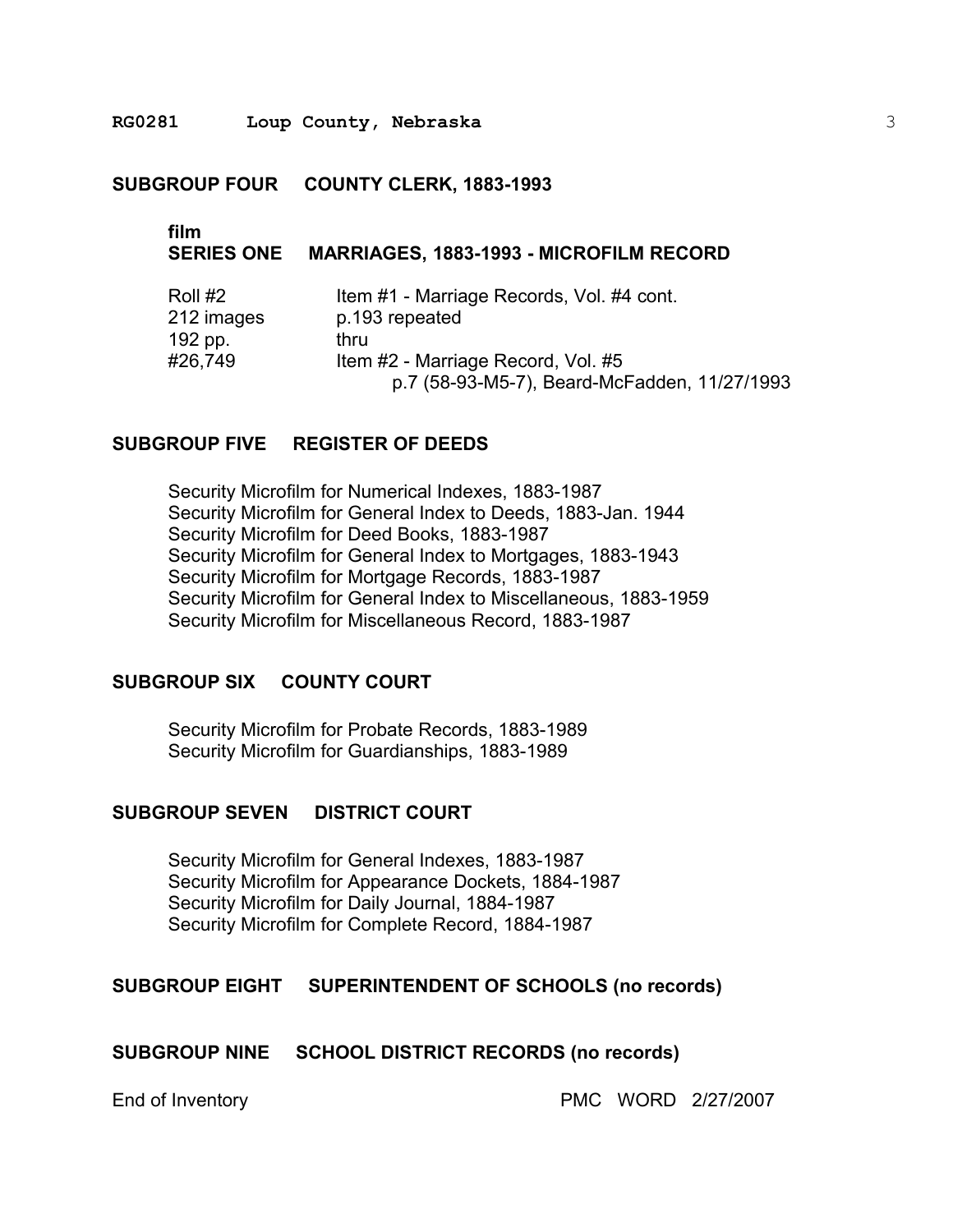## SUBGROUP FOUR COUNTY CLERK, 1883-1993

### film
### SERIES ONE MARRIAGES, 1883-1993 - MICROFILM RECORD

| | |
|---|---|
| Roll #2 | Item #1 - Marriage Records, Vol. #4 cont. |
| 212 images | p.193 repeated |
| 192 pp. | thru |
| #26,749 | Item #2 - Marriage Record, Vol. #5 |
| | p.7 (58-93-M5-7), Beard-McFadden, 11/27/1993 |

## SUBGROUP FIVE REGISTER OF DEEDS

Security Microfilm for Numerical Indexes, 1883-1987
Security Microfilm for General Index to Deeds, 1883-Jan. 1944
Security Microfilm for Deed Books, 1883-1987
Security Microfilm for General Index to Mortgages, 1883-1943
Security Microfilm for Mortgage Records, 1883-1987
Security Microfilm for General Index to Miscellaneous, 1883-1959
Security Microfilm for Miscellaneous Record, 1883-1987

## SUBGROUP SIX COUNTY COURT

Security Microfilm for Probate Records, 1883-1989
Security Microfilm for Guardianships, 1883-1989

## SUBGROUP SEVEN DISTRICT COURT

Security Microfilm for General Indexes, 1883-1987
Security Microfilm for Appearance Dockets, 1884-1987
Security Microfilm for Daily Journal, 1884-1987
Security Microfilm for Complete Record, 1884-1987

## SUBGROUP EIGHT SUPERINTENDENT OF SCHOOLS (no records)

## SUBGROUP NINE SCHOOL DISTRICT RECORDS (no records)

End of Inventory PMC WORD 2/27/2007